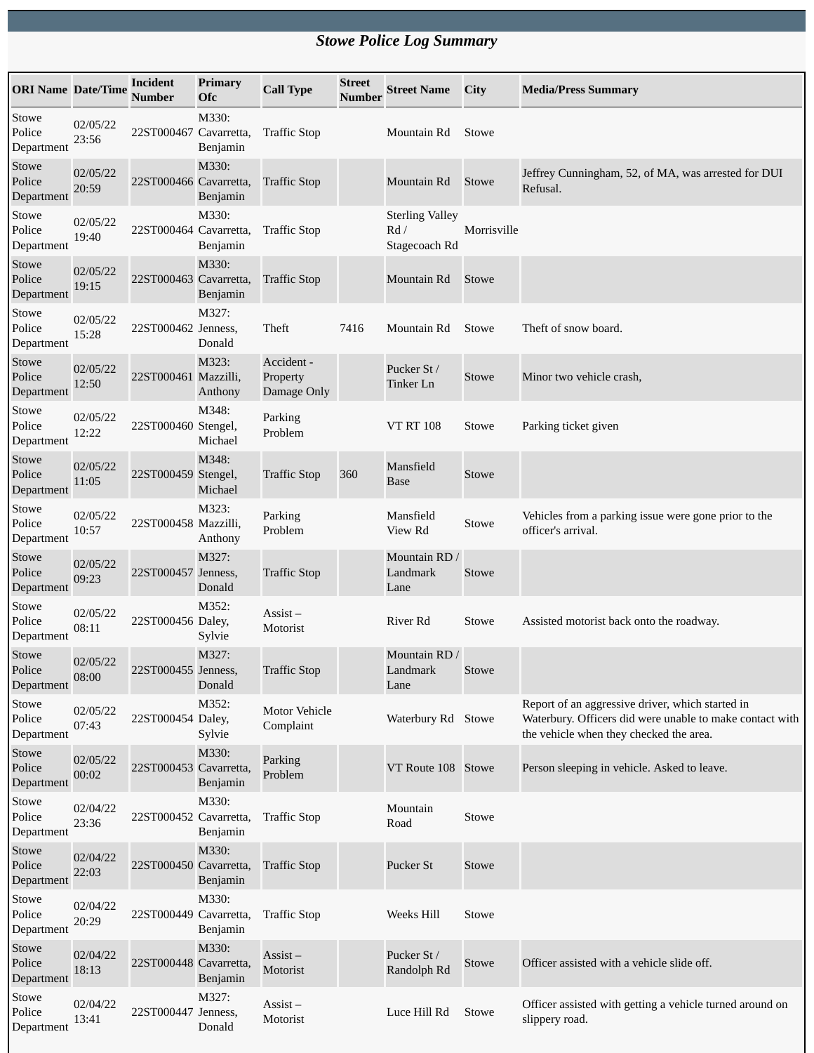# *Stowe Police Log Summary*

| ORI Name | Date/Time | Incident Number | Primary Ofc | Call Type | Street Number | Street Name | City | Media/Press Summary |
|---|---|---|---|---|---|---|---|---|
| Stowe Police Department | 02/05/22 23:56 | 22ST000467 | M330: Cavarretta, Benjamin | Traffic Stop | | Mountain Rd | Stowe | |
| Stowe Police Department | 02/05/22 20:59 | 22ST000466 | M330: Cavarretta, Benjamin | Traffic Stop | | Mountain Rd | Stowe | Jeffrey Cunningham, 52, of MA, was arrested for DUI Refusal. |
| Stowe Police Department | 02/05/22 19:40 | 22ST000464 | M330: Cavarretta, Benjamin | Traffic Stop | | Sterling Valley Rd / Stagecoach Rd | Morrisville | |
| Stowe Police Department | 02/05/22 19:15 | 22ST000463 | M330: Cavarretta, Benjamin | Traffic Stop | | Mountain Rd | Stowe | |
| Stowe Police Department | 02/05/22 15:28 | 22ST000462 | M327: Jenness, Donald | Theft | 7416 | Mountain Rd | Stowe | Theft of snow board. |
| Stowe Police Department | 02/05/22 12:50 | 22ST000461 | M323: Mazzilli, Anthony | Accident - Property Damage Only | | Pucker St / Tinker Ln | Stowe | Minor two vehicle crash, |
| Stowe Police Department | 02/05/22 12:22 | 22ST000460 | M348: Stengel, Michael | Parking Problem | | VT RT 108 | Stowe | Parking ticket given |
| Stowe Police Department | 02/05/22 11:05 | 22ST000459 | M348: Stengel, Michael | Traffic Stop | 360 | Mansfield Base | Stowe | |
| Stowe Police Department | 02/05/22 10:57 | 22ST000458 | M323: Mazzilli, Anthony | Parking Problem | | Mansfield View Rd | Stowe | Vehicles from a parking issue were gone prior to the officer's arrival. |
| Stowe Police Department | 02/05/22 09:23 | 22ST000457 | M327: Jenness, Donald | Traffic Stop | | Mountain RD / Landmark Lane | Stowe | |
| Stowe Police Department | 02/05/22 08:11 | 22ST000456 | M352: Daley, Sylvie | Assist – Motorist | | River Rd | Stowe | Assisted motorist back onto the roadway. |
| Stowe Police Department | 02/05/22 08:00 | 22ST000455 | M327: Jenness, Donald | Traffic Stop | | Mountain RD / Landmark Lane | Stowe | |
| Stowe Police Department | 02/05/22 07:43 | 22ST000454 | M352: Daley, Sylvie | Motor Vehicle Complaint | | Waterbury Rd | Stowe | Report of an aggressive driver, which started in Waterbury. Officers did were unable to make contact with the vehicle when they checked the area. |
| Stowe Police Department | 02/05/22 00:02 | 22ST000453 | M330: Cavarretta, Benjamin | Parking Problem | | VT Route 108 | Stowe | Person sleeping in vehicle. Asked to leave. |
| Stowe Police Department | 02/04/22 23:36 | 22ST000452 | M330: Cavarretta, Benjamin | Traffic Stop | | Mountain Road | Stowe | |
| Stowe Police Department | 02/04/22 22:03 | 22ST000450 | M330: Cavarretta, Benjamin | Traffic Stop | | Pucker St | Stowe | |
| Stowe Police Department | 02/04/22 20:29 | 22ST000449 | M330: Cavarretta, Benjamin | Traffic Stop | | Weeks Hill | Stowe | |
| Stowe Police Department | 02/04/22 18:13 | 22ST000448 | M330: Cavarretta, Benjamin | Assist – Motorist | | Pucker St / Randolph Rd | Stowe | Officer assisted with a vehicle slide off. |
| Stowe Police Department | 02/04/22 13:41 | 22ST000447 | M327: Jenness, Donald | Assist – Motorist | | Luce Hill Rd | Stowe | Officer assisted with getting a vehicle turned around on slippery road. |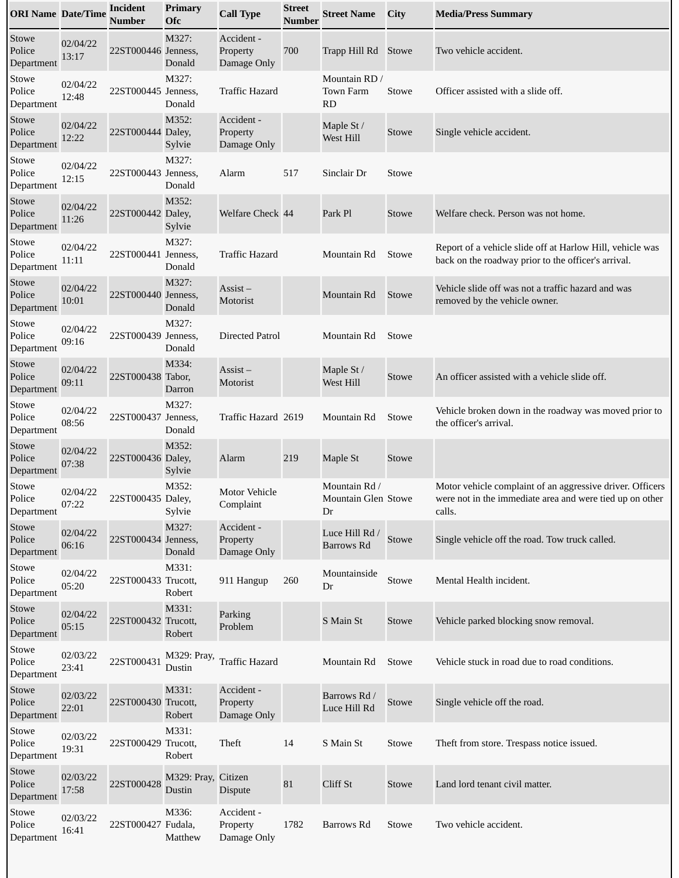| ORI Name | Date/Time | Incident Number | Primary Ofc | Call Type | Street Number | Street Name | City | Media/Press Summary |
|---|---|---|---|---|---|---|---|---|
| Stowe Police Department | 02/04/22 13:17 | 22ST000446 | M327: Jenness, Donald | Accident - Property Damage Only | 700 | Trapp Hill Rd | Stowe | Two vehicle accident. |
| Stowe Police Department | 02/04/22 12:48 | 22ST000445 | M327: Jenness, Donald | Traffic Hazard | | Mountain RD / Town Farm RD | Stowe | Officer assisted with a slide off. |
| Stowe Police Department | 02/04/22 12:22 | 22ST000444 | M352: Daley, Sylvie | Accident - Property Damage Only | | Maple St / West Hill | Stowe | Single vehicle accident. |
| Stowe Police Department | 02/04/22 12:15 | 22ST000443 | M327: Jenness, Donald | Alarm | 517 | Sinclair Dr | Stowe | |
| Stowe Police Department | 02/04/22 11:26 | 22ST000442 | M352: Daley, Sylvie | Welfare Check | 44 | Park Pl | Stowe | Welfare check. Person was not home. |
| Stowe Police Department | 02/04/22 11:11 | 22ST000441 | M327: Jenness, Donald | Traffic Hazard | | Mountain Rd | Stowe | Report of a vehicle slide off at Harlow Hill, vehicle was back on the roadway prior to the officer's arrival. |
| Stowe Police Department | 02/04/22 10:01 | 22ST000440 | M327: Jenness, Donald | Assist – Motorist | | Mountain Rd | Stowe | Vehicle slide off was not a traffic hazard and was removed by the vehicle owner. |
| Stowe Police Department | 02/04/22 09:16 | 22ST000439 | M327: Jenness, Donald | Directed Patrol | | Mountain Rd | Stowe | |
| Stowe Police Department | 02/04/22 09:11 | 22ST000438 | M334: Tabor, Darron | Assist – Motorist | | Maple St / West Hill | Stowe | An officer assisted with a vehicle slide off. |
| Stowe Police Department | 02/04/22 08:56 | 22ST000437 | M327: Jenness, Donald | Traffic Hazard | 2619 | Mountain Rd | Stowe | Vehicle broken down in the roadway was moved prior to the officer's arrival. |
| Stowe Police Department | 02/04/22 07:38 | 22ST000436 | M352: Daley, Sylvie | Alarm | 219 | Maple St | Stowe | |
| Stowe Police Department | 02/04/22 07:22 | 22ST000435 | M352: Daley, Sylvie | Motor Vehicle Complaint | | Mountain Rd / Mountain Glen Dr | Stowe | Motor vehicle complaint of an aggressive driver. Officers were not in the immediate area and were tied up on other calls. |
| Stowe Police Department | 02/04/22 06:16 | 22ST000434 | M327: Jenness, Donald | Accident - Property Damage Only | | Luce Hill Rd / Barrows Rd | Stowe | Single vehicle off the road. Tow truck called. |
| Stowe Police Department | 02/04/22 05:20 | 22ST000433 | M331: Trucott, Robert | 911 Hangup | 260 | Mountainside Dr | Stowe | Mental Health incident. |
| Stowe Police Department | 02/04/22 05:15 | 22ST000432 | M331: Trucott, Robert | Parking Problem | | S Main St | Stowe | Vehicle parked blocking snow removal. |
| Stowe Police Department | 02/03/22 23:41 | 22ST000431 | M329: Pray, Dustin | Traffic Hazard | | Mountain Rd | Stowe | Vehicle stuck in road due to road conditions. |
| Stowe Police Department | 02/03/22 22:01 | 22ST000430 | M331: Trucott, Robert | Accident - Property Damage Only | | Barrows Rd / Luce Hill Rd | Stowe | Single vehicle off the road. |
| Stowe Police Department | 02/03/22 19:31 | 22ST000429 | M331: Trucott, Robert | Theft | 14 | S Main St | Stowe | Theft from store. Trespass notice issued. |
| Stowe Police Department | 02/03/22 17:58 | 22ST000428 | M329: Pray, Dustin | Citizen Dispute | 81 | Cliff St | Stowe | Land lord tenant civil matter. |
| Stowe Police Department | 02/03/22 16:41 | 22ST000427 | M336: Fudala, Matthew | Accident - Property Damage Only | 1782 | Barrows Rd | Stowe | Two vehicle accident. |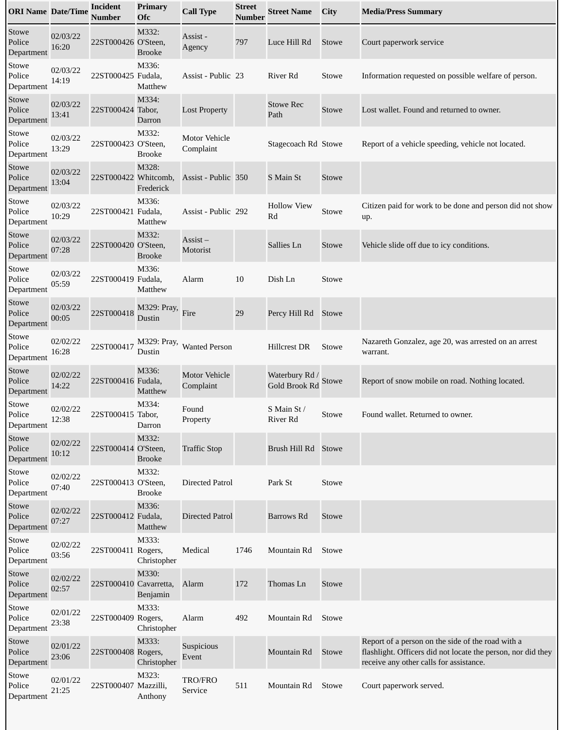| ORI Name | Date/Time | Incident Number | Primary Ofc | Call Type | Street Number | Street Name | City | Media/Press Summary |
|---|---|---|---|---|---|---|---|---|
| Stowe Police Department | 02/03/22 16:20 | 22ST000426 | M332: O'Steen, Brooke | Assist - Agency | 797 | Luce Hill Rd | Stowe | Court paperwork service |
| Stowe Police Department | 02/03/22 14:19 | 22ST000425 | M336: Fudala, Matthew | Assist - Public | 23 | River Rd | Stowe | Information requested on possible welfare of person. |
| Stowe Police Department | 02/03/22 13:41 | 22ST000424 | M334: Tabor, Darron | Lost Property | | Stowe Rec Path | Stowe | Lost wallet. Found and returned to owner. |
| Stowe Police Department | 02/03/22 13:29 | 22ST000423 | M332: O'Steen, Brooke | Motor Vehicle Complaint | | Stagecoach Rd | Stowe | Report of a vehicle speeding, vehicle not located. |
| Stowe Police Department | 02/03/22 13:04 | 22ST000422 | M328: Whitcomb, Frederick | Assist - Public | 350 | S Main St | Stowe | |
| Stowe Police Department | 02/03/22 10:29 | 22ST000421 | M336: Fudala, Matthew | Assist - Public | 292 | Hollow View Rd | Stowe | Citizen paid for work to be done and person did not show up. |
| Stowe Police Department | 02/03/22 07:28 | 22ST000420 | M332: O'Steen, Brooke | Assist – Motorist | | Sallies Ln | Stowe | Vehicle slide off due to icy conditions. |
| Stowe Police Department | 02/03/22 05:59 | 22ST000419 | M336: Fudala, Matthew | Alarm | 10 | Dish Ln | Stowe | |
| Stowe Police Department | 02/03/22 00:05 | 22ST000418 | M329: Pray, Dustin | Fire | 29 | Percy Hill Rd | Stowe | |
| Stowe Police Department | 02/02/22 16:28 | 22ST000417 | M329: Pray, Dustin | Wanted Person | | Hillcrest DR | Stowe | Nazareth Gonzalez, age 20, was arrested on an arrest warrant. |
| Stowe Police Department | 02/02/22 14:22 | 22ST000416 | M336: Fudala, Matthew | Motor Vehicle Complaint | | Waterbury Rd / Gold Brook Rd | Stowe | Report of snow mobile on road. Nothing located. |
| Stowe Police Department | 02/02/22 12:38 | 22ST000415 | M334: Tabor, Darron | Found Property | | S Main St / River Rd | Stowe | Found wallet. Returned to owner. |
| Stowe Police Department | 02/02/22 10:12 | 22ST000414 | M332: O'Steen, Brooke | Traffic Stop | | Brush Hill Rd | Stowe | |
| Stowe Police Department | 02/02/22 07:40 | 22ST000413 | M332: O'Steen, Brooke | Directed Patrol | | Park St | Stowe | |
| Stowe Police Department | 02/02/22 07:27 | 22ST000412 | M336: Fudala, Matthew | Directed Patrol | | Barrows Rd | Stowe | |
| Stowe Police Department | 02/02/22 03:56 | 22ST000411 | M333: Rogers, Christopher | Medical | 1746 | Mountain Rd | Stowe | |
| Stowe Police Department | 02/02/22 02:57 | 22ST000410 | M330: Cavarretta, Benjamin | Alarm | 172 | Thomas Ln | Stowe | |
| Stowe Police Department | 02/01/22 23:38 | 22ST000409 | M333: Rogers, Christopher | Alarm | 492 | Mountain Rd | Stowe | |
| Stowe Police Department | 02/01/22 23:06 | 22ST000408 | M333: Rogers, Christopher | Suspicious Event | | Mountain Rd | Stowe | Report of a person on the side of the road with a flashlight. Officers did not locate the person, nor did they receive any other calls for assistance. |
| Stowe Police Department | 02/01/22 21:25 | 22ST000407 | M323: Mazzilli, Anthony | TRO/FRO Service | 511 | Mountain Rd | Stowe | Court paperwork served. |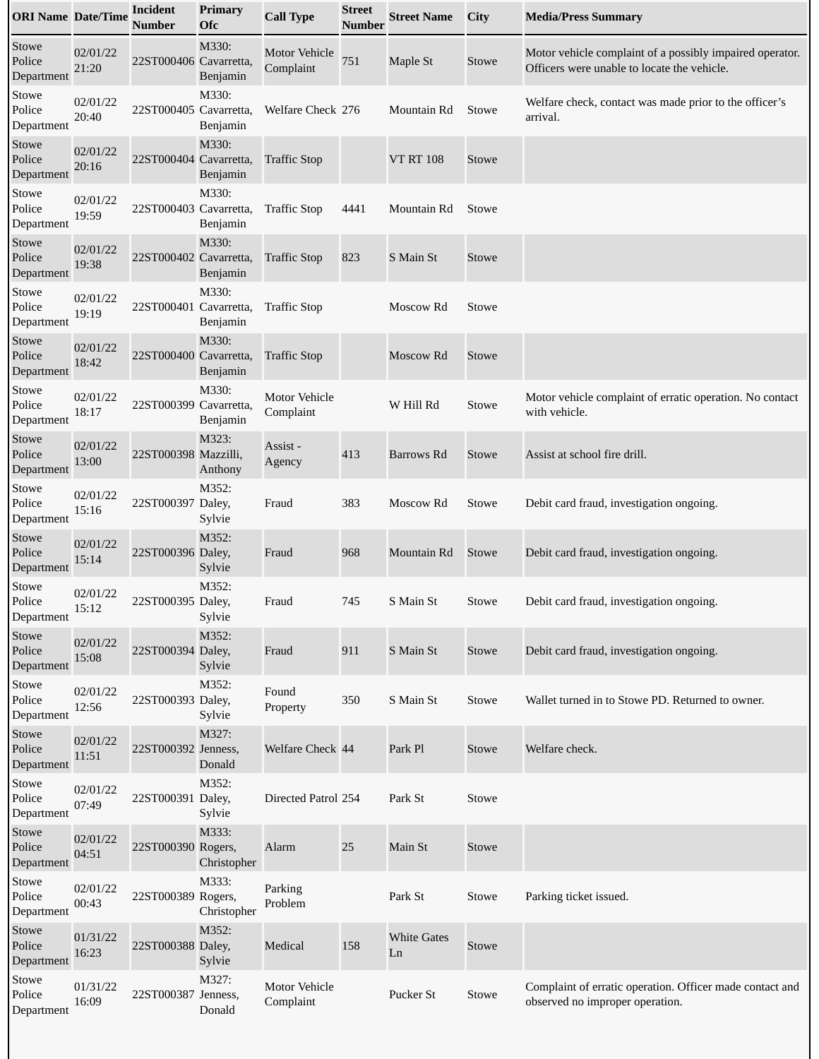| ORI Name | Date/Time | Incident Number | Primary Ofc | Call Type | Street Number | Street Name | City | Media/Press Summary |
|---|---|---|---|---|---|---|---|---|
| Stowe Police Department | 02/01/22 21:20 | 22ST000406 | M330: Cavarretta, Benjamin | Motor Vehicle Complaint | 751 | Maple St | Stowe | Motor vehicle complaint of a possibly impaired operator. Officers were unable to locate the vehicle. |
| Stowe Police Department | 02/01/22 20:40 | 22ST000405 | M330: Cavarretta, Benjamin | Welfare Check | 276 | Mountain Rd | Stowe | Welfare check, contact was made prior to the officer’s arrival. |
| Stowe Police Department | 02/01/22 20:16 | 22ST000404 | M330: Cavarretta, Benjamin | Traffic Stop | | VT RT 108 | Stowe | |
| Stowe Police Department | 02/01/22 19:59 | 22ST000403 | M330: Cavarretta, Benjamin | Traffic Stop | 4441 | Mountain Rd | Stowe | |
| Stowe Police Department | 02/01/22 19:38 | 22ST000402 | M330: Cavarretta, Benjamin | Traffic Stop | 823 | S Main St | Stowe | |
| Stowe Police Department | 02/01/22 19:19 | 22ST000401 | M330: Cavarretta, Benjamin | Traffic Stop | | Moscow Rd | Stowe | |
| Stowe Police Department | 02/01/22 18:42 | 22ST000400 | M330: Cavarretta, Benjamin | Traffic Stop | | Moscow Rd | Stowe | |
| Stowe Police Department | 02/01/22 18:17 | 22ST000399 | M330: Cavarretta, Benjamin | Motor Vehicle Complaint | | W Hill Rd | Stowe | Motor vehicle complaint of erratic operation. No contact with vehicle. |
| Stowe Police Department | 02/01/22 13:00 | 22ST000398 | M323: Mazzilli, Anthony | Assist - Agency | 413 | Barrows Rd | Stowe | Assist at school fire drill. |
| Stowe Police Department | 02/01/22 15:16 | 22ST000397 | M352: Daley, Sylvie | Fraud | 383 | Moscow Rd | Stowe | Debit card fraud, investigation ongoing. |
| Stowe Police Department | 02/01/22 15:14 | 22ST000396 | M352: Daley, Sylvie | Fraud | 968 | Mountain Rd | Stowe | Debit card fraud, investigation ongoing. |
| Stowe Police Department | 02/01/22 15:12 | 22ST000395 | M352: Daley, Sylvie | Fraud | 745 | S Main St | Stowe | Debit card fraud, investigation ongoing. |
| Stowe Police Department | 02/01/22 15:08 | 22ST000394 | M352: Daley, Sylvie | Fraud | 911 | S Main St | Stowe | Debit card fraud, investigation ongoing. |
| Stowe Police Department | 02/01/22 12:56 | 22ST000393 | M352: Daley, Sylvie | Found Property | 350 | S Main St | Stowe | Wallet turned in to Stowe PD. Returned to owner. |
| Stowe Police Department | 02/01/22 11:51 | 22ST000392 | M327: Jenness, Donald | Welfare Check | 44 | Park Pl | Stowe | Welfare check. |
| Stowe Police Department | 02/01/22 07:49 | 22ST000391 | M352: Daley, Sylvie | Directed Patrol | 254 | Park St | Stowe | |
| Stowe Police Department | 02/01/22 04:51 | 22ST000390 | M333: Rogers, Christopher | Alarm | 25 | Main St | Stowe | |
| Stowe Police Department | 02/01/22 00:43 | 22ST000389 | M333: Rogers, Christopher | Parking Problem | | Park St | Stowe | Parking ticket issued. |
| Stowe Police Department | 01/31/22 16:23 | 22ST000388 | M352: Daley, Sylvie | Medical | 158 | White Gates Ln | Stowe | |
| Stowe Police Department | 01/31/22 16:09 | 22ST000387 | M327: Jenness, Donald | Motor Vehicle Complaint | | Pucker St | Stowe | Complaint of erratic operation. Officer made contact and observed no improper operation. |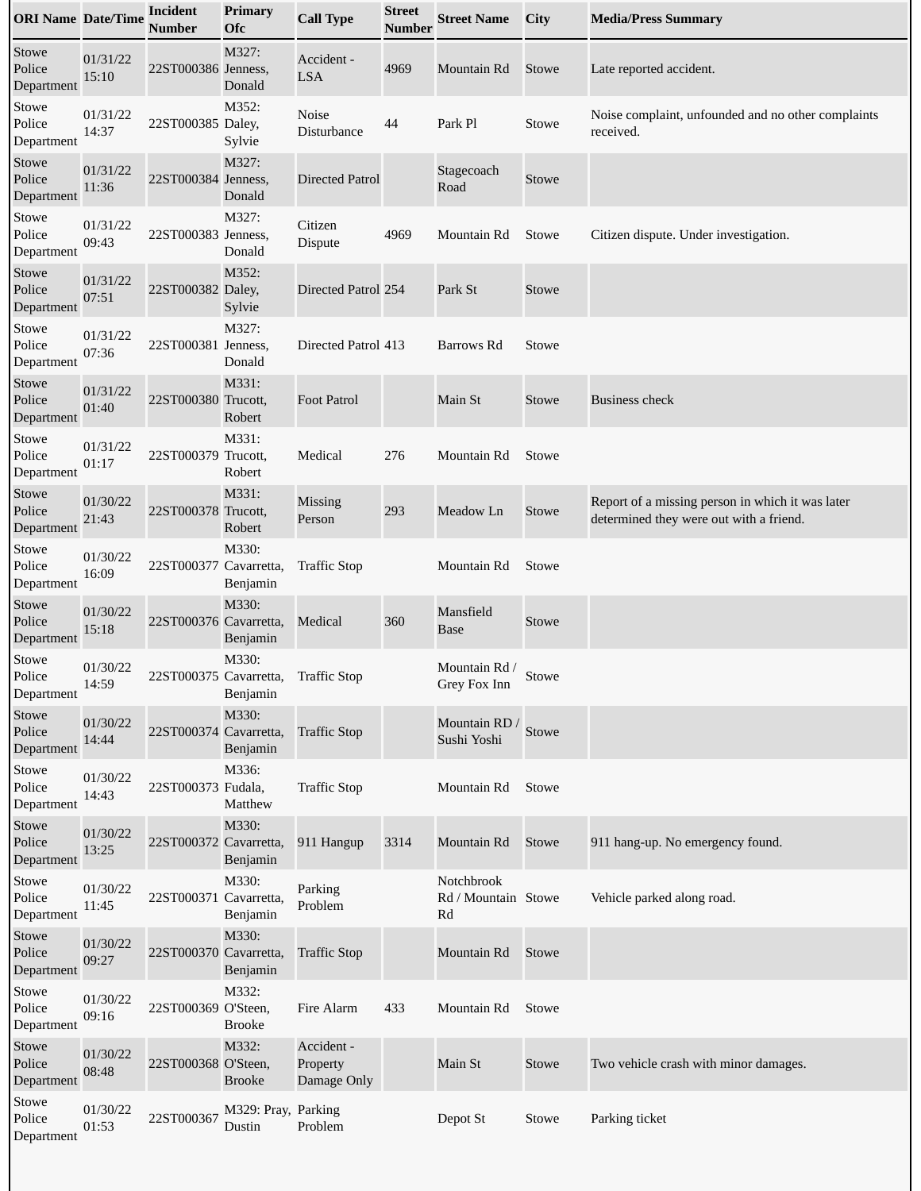| ORI Name | Date/Time | Incident Number | Primary Ofc | Call Type | Street Number | Street Name | City | Media/Press Summary |
|---|---|---|---|---|---|---|---|---|
| Stowe Police Department | 01/31/22 15:10 | 22ST000386 | M327: Jenness, Donald | Accident - LSA | 4969 | Mountain Rd | Stowe | Late reported accident. |
| Stowe Police Department | 01/31/22 14:37 | 22ST000385 | M352: Daley, Sylvie | Noise Disturbance | 44 | Park Pl | Stowe | Noise complaint, unfounded and no other complaints received. |
| Stowe Police Department | 01/31/22 11:36 | 22ST000384 | M327: Jenness, Donald | Directed Patrol | | Stagecoach Road | Stowe | |
| Stowe Police Department | 01/31/22 09:43 | 22ST000383 | M327: Jenness, Donald | Citizen Dispute | 4969 | Mountain Rd | Stowe | Citizen dispute. Under investigation. |
| Stowe Police Department | 01/31/22 07:51 | 22ST000382 | M352: Daley, Sylvie | Directed Patrol | 254 | Park St | Stowe | |
| Stowe Police Department | 01/31/22 07:36 | 22ST000381 | M327: Jenness, Donald | Directed Patrol | 413 | Barrows Rd | Stowe | |
| Stowe Police Department | 01/31/22 01:40 | 22ST000380 | M331: Trucott, Robert | Foot Patrol | | Main St | Stowe | Business check |
| Stowe Police Department | 01/31/22 01:17 | 22ST000379 | M331: Trucott, Robert | Medical | 276 | Mountain Rd | Stowe | |
| Stowe Police Department | 01/30/22 21:43 | 22ST000378 | M331: Trucott, Robert | Missing Person | 293 | Meadow Ln | Stowe | Report of a missing person in which it was later determined they were out with a friend. |
| Stowe Police Department | 01/30/22 16:09 | 22ST000377 | M330: Cavarretta, Benjamin | Traffic Stop | | Mountain Rd | Stowe | |
| Stowe Police Department | 01/30/22 15:18 | 22ST000376 | M330: Cavarretta, Benjamin | Medical | 360 | Mansfield Base | Stowe | |
| Stowe Police Department | 01/30/22 14:59 | 22ST000375 | M330: Cavarretta, Benjamin | Traffic Stop | | Mountain Rd / Grey Fox Inn | Stowe | |
| Stowe Police Department | 01/30/22 14:44 | 22ST000374 | M330: Cavarretta, Benjamin | Traffic Stop | | Mountain RD / Sushi Yoshi | Stowe | |
| Stowe Police Department | 01/30/22 14:43 | 22ST000373 | M336: Fudala, Matthew | Traffic Stop | | Mountain Rd | Stowe | |
| Stowe Police Department | 01/30/22 13:25 | 22ST000372 | M330: Cavarretta, Benjamin | 911 Hangup | 3314 | Mountain Rd | Stowe | 911 hang-up. No emergency found. |
| Stowe Police Department | 01/30/22 11:45 | 22ST000371 | M330: Cavarretta, Benjamin | Parking Problem | | Notchbrook Rd / Mountain Rd | Stowe | Vehicle parked along road. |
| Stowe Police Department | 01/30/22 09:27 | 22ST000370 | M330: Cavarretta, Benjamin | Traffic Stop | | Mountain Rd | Stowe | |
| Stowe Police Department | 01/30/22 09:16 | 22ST000369 | M332: O'Steen, Brooke | Fire Alarm | 433 | Mountain Rd | Stowe | |
| Stowe Police Department | 01/30/22 08:48 | 22ST000368 | M332: O'Steen, Brooke | Accident - Property Damage Only | | Main St | Stowe | Two vehicle crash with minor damages. |
| Stowe Police Department | 01/30/22 01:53 | 22ST000367 | M329: Pray, Dustin | Parking Problem | | Depot St | Stowe | Parking ticket |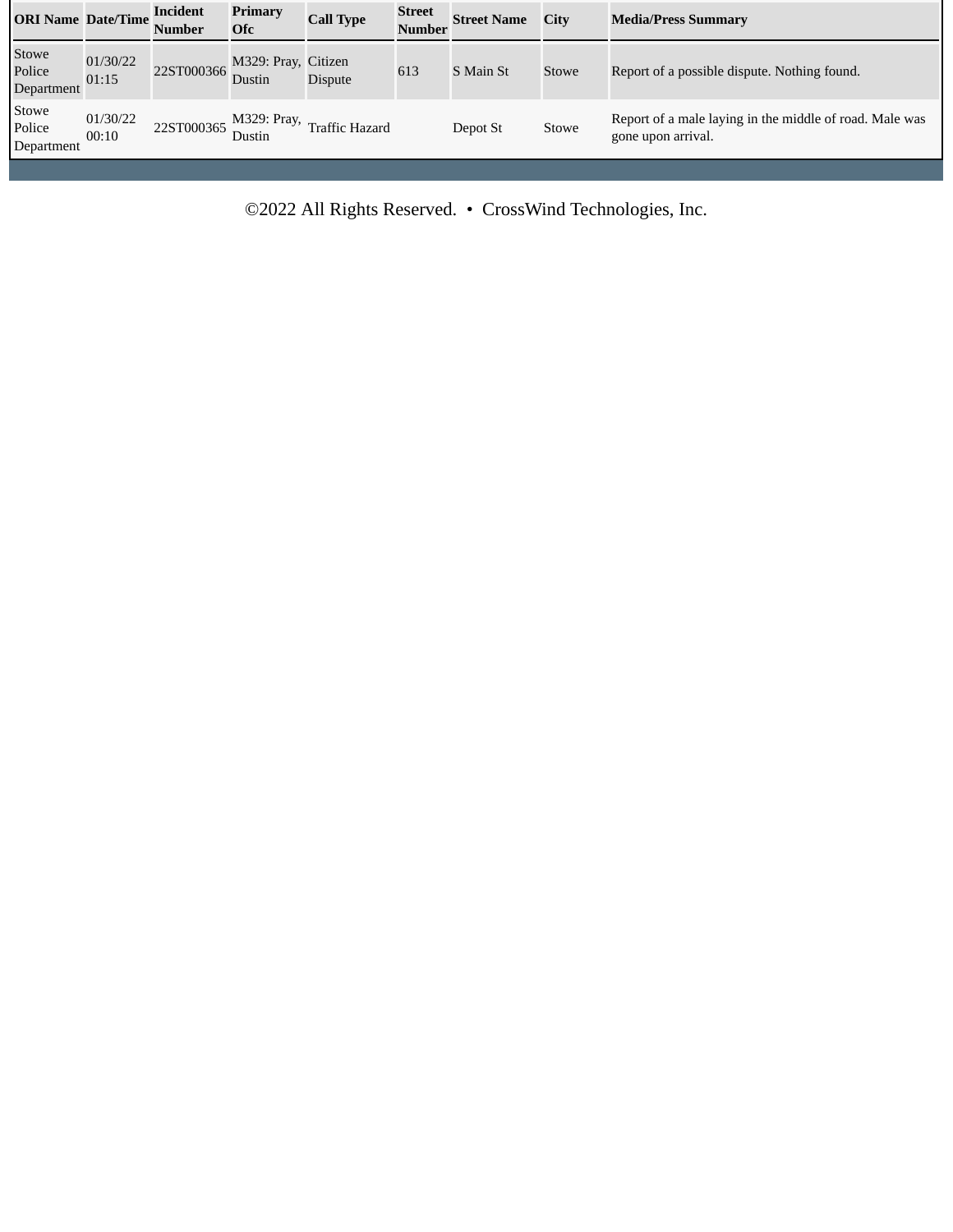| ORI Name | Date/Time | Incident Number | Primary Ofc | Call Type | Street Number | Street Name | City | Media/Press Summary |
|---|---|---|---|---|---|---|---|---|
| Stowe Police Department | 01/30/22 01:15 | 22ST000366 | M329: Pray, Dustin | Citizen Dispute | 613 | S Main St | Stowe | Report of a possible dispute. Nothing found. |
| Stowe Police Department | 01/30/22 00:10 | 22ST000365 | M329: Pray, Dustin | Traffic Hazard | | Depot St | Stowe | Report of a male laying in the middle of road. Male was gone upon arrival. |

©2022 All Rights Reserved. • CrossWind Technologies, Inc.